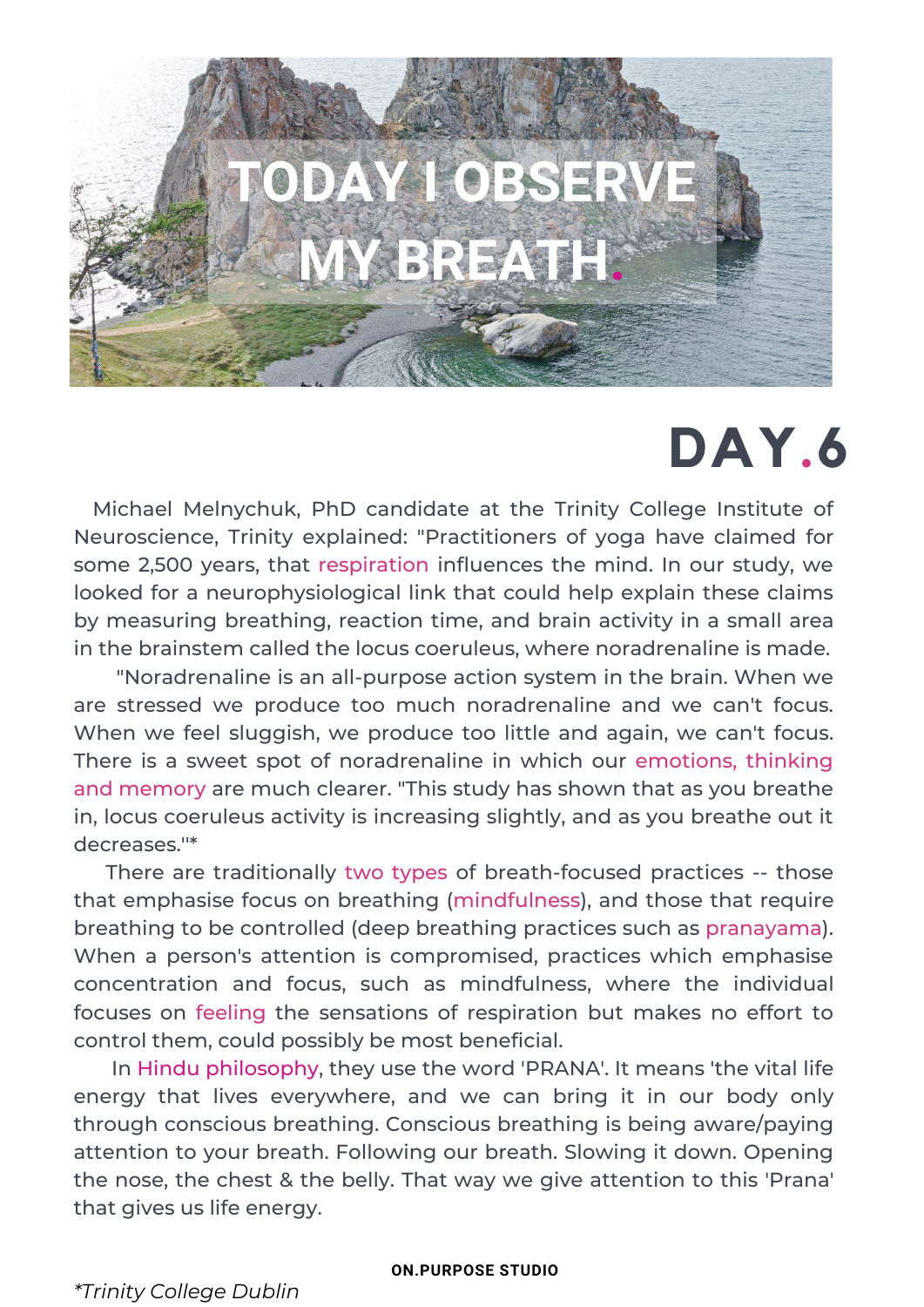# TODAY I OBSERVE MY BREATH.

## DAY.6

Michael Melnychuk, PhD candidate at the Trinity College Institute of Neuroscience, Trinity explained: "Practitioners of yoga have claimed for some 2,500 years, that respiration influences the mind. In our study, we looked for a neurophysiological link that could help explain these claims by measuring breathing, reaction time, and brain activity in a small area in the brainstem called the locus coeruleus, where noradrenaline is made.

"Noradrenaline is an all-purpose action system in the brain. When we are stressed we produce too much noradrenaline and we can't focus. When we feel sluggish, we produce too little and again, we can't focus. There is a sweet spot of noradrenaline in which our emotions, thinking and memory are much clearer. "This study has shown that as you breathe in, locus coeruleus activity is increasing slightly, and as you breathe out it decreases."*

There are traditionally two types of breath-focused practices -- those that emphasise focus on breathing (mindfulness), and those that require breathing to be controlled (deep breathing practices such as pranayama). When a person's attention is compromised, practices which emphasise concentration and focus, such as mindfulness, where the individual focuses on feeling the sensations of respiration but makes no effort to control them, could possibly be most beneficial.

In Hindu philosophy, they use the word 'PRANA'. It means 'the vital life energy that lives everywhere, and we can bring it in our body only through conscious breathing. Conscious breathing is being aware/paying attention to your breath. Following our breath. Slowing it down. Opening the nose, the chest & the belly. That way we give attention to this 'Prana' that gives us life energy.

*\*Trinity College Dublin*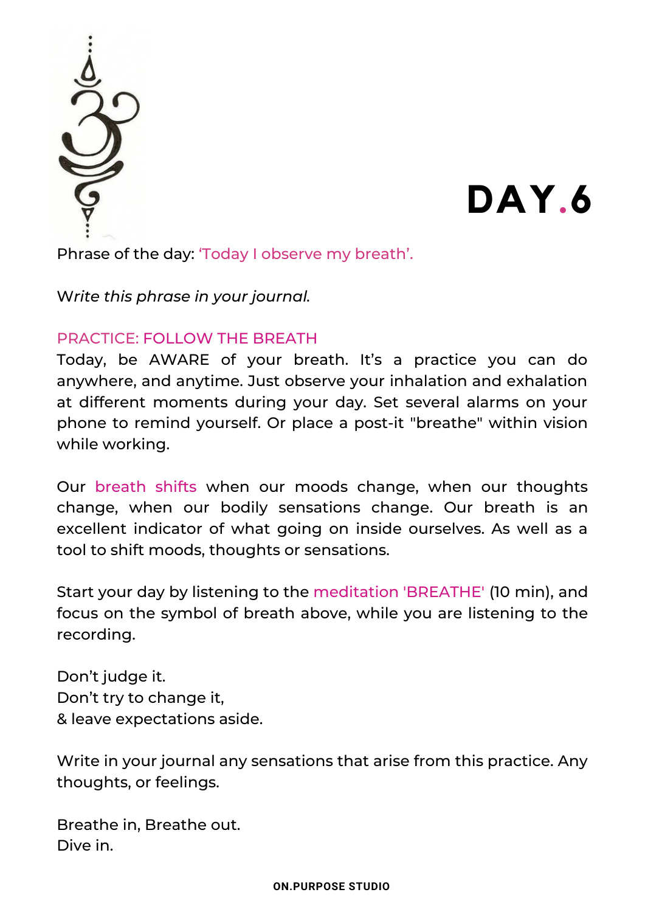# DAY.6

Phrase of the day: 'Today I observe my breath'.

*Write this phrase in your journal.*

## PRACTICE: FOLLOW THE BREATH

Today, be AWARE of your breath. It's a practice you can do anywhere, and anytime. Just observe your inhalation and exhalation at different moments during your day. Set several alarms on your phone to remind yourself. Or place a post-it "breathe" within vision while working.

Our breath shifts when our moods change, when our thoughts change, when our bodily sensations change. Our breath is an excellent indicator of what going on inside ourselves. As well as a tool to shift moods, thoughts or sensations.

Start your day by listening to the meditation 'BREATHE' (10 min), and focus on the symbol of breath above, while you are listening to the recording.

Don't judge it.
Don't try to change it,
& leave expectations aside.

Write in your journal any sensations that arise from this practice. Any thoughts, or feelings.

Breathe in, Breathe out.
Dive in.

**ON.PURPOSE STUDIO**